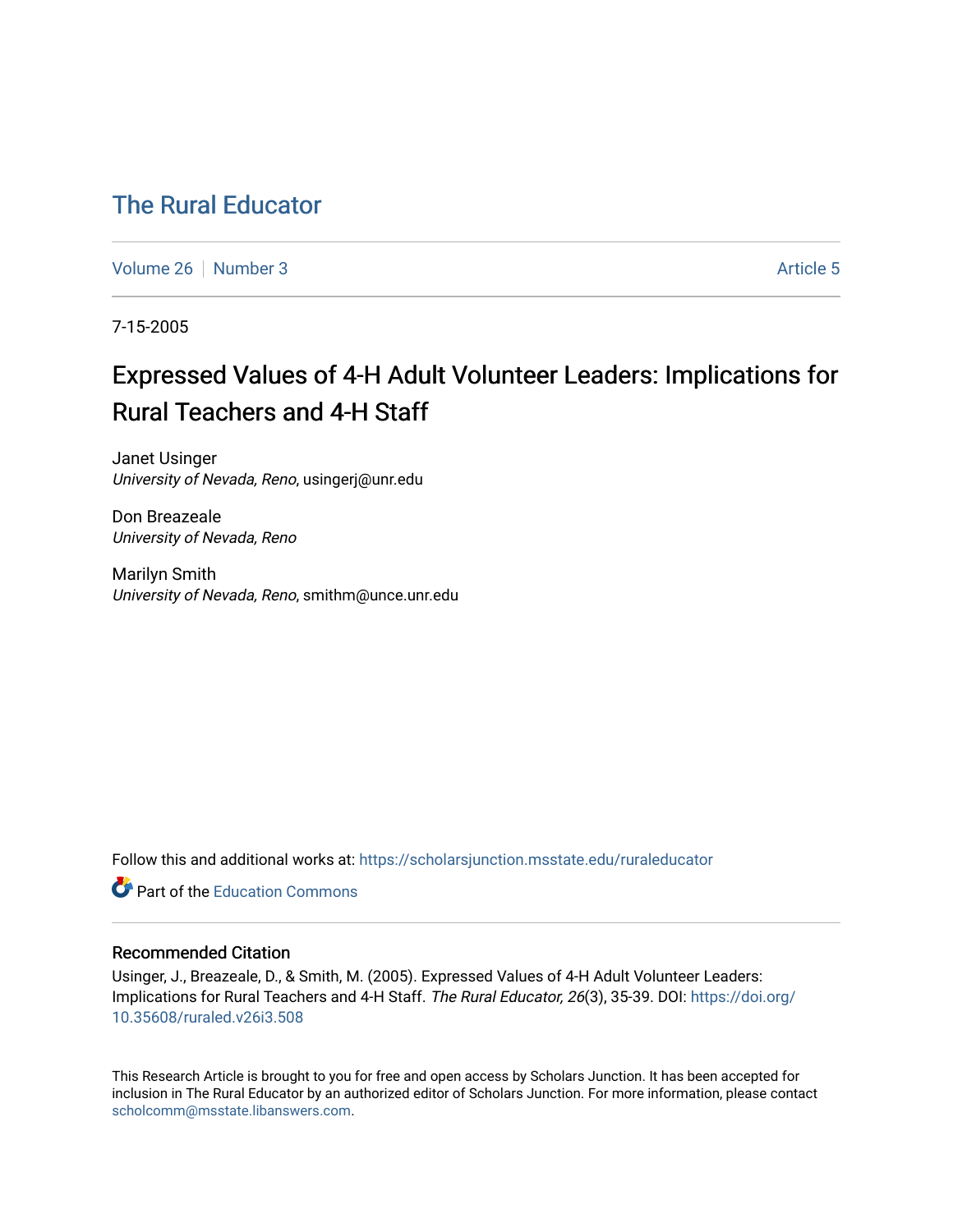# The Rural Educator

Volume 26 | Number 3 | Article 5

7-15-2005

## Expressed Values of 4-H Adult Volunteer Leaders: Implications for Rural Teachers and 4-H Staff

Janet Usinger
*University of Nevada, Reno*, usingerj@unr.edu

Don Breazeale
*University of Nevada, Reno*

Marilyn Smith
*University of Nevada, Reno*, smithm@unce.unr.edu

Follow this and additional works at: https://scholarsjunction.msstate.edu/ruraleducator

Part of the Education Commons

### Recommended Citation

Usinger, J., Breazeale, D., & Smith, M. (2005). Expressed Values of 4-H Adult Volunteer Leaders: Implications for Rural Teachers and 4-H Staff. *The Rural Educator, 26*(3), 35-39. DOI: https://doi.org/10.35608/ruraled.v26i3.508

This Research Article is brought to you for free and open access by Scholars Junction. It has been accepted for inclusion in The Rural Educator by an authorized editor of Scholars Junction. For more information, please contact scholcomm@msstate.libanswers.com.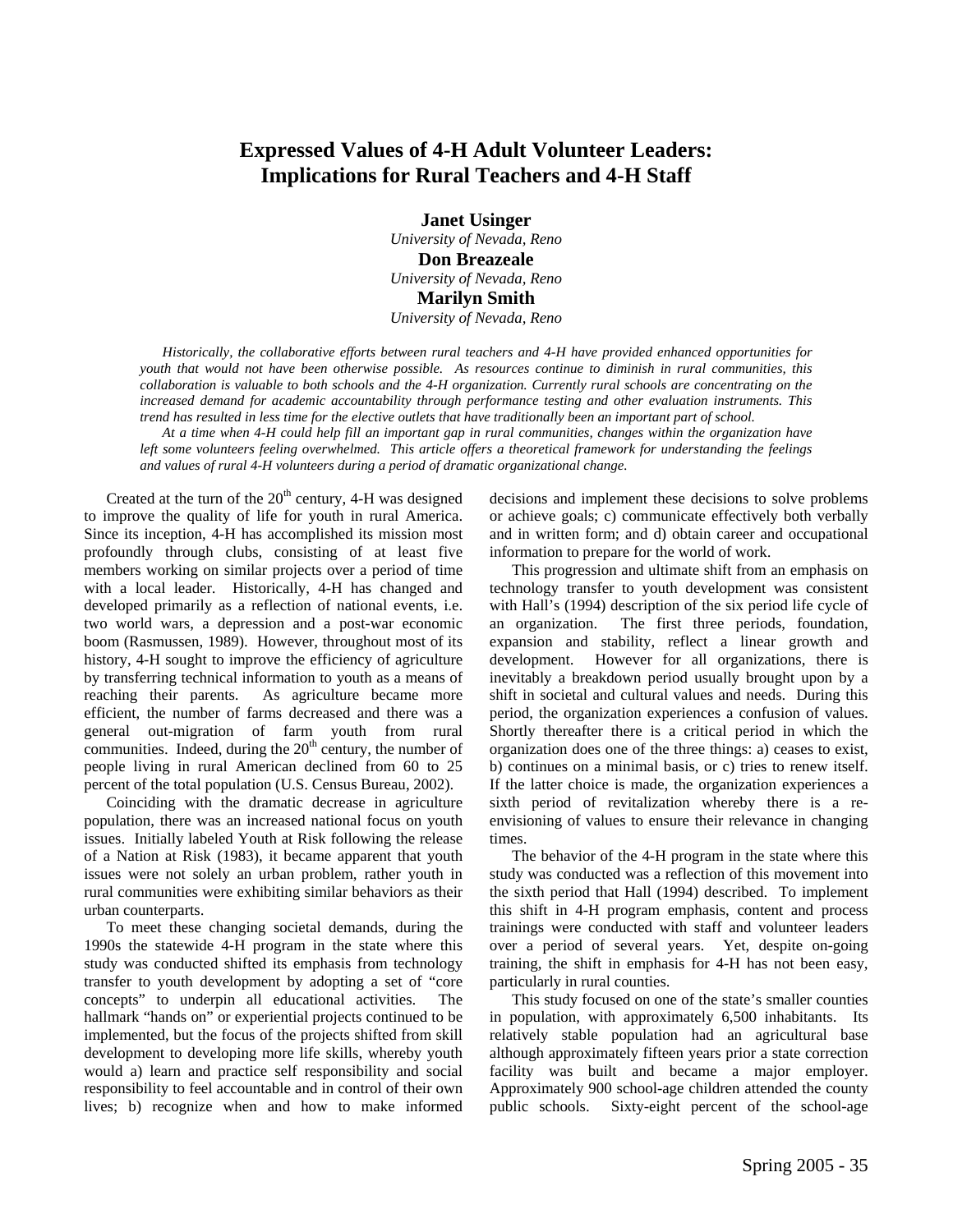# Expressed Values of 4-H Adult Volunteer Leaders: Implications for Rural Teachers and 4-H Staff

**Janet Usinger**
*University of Nevada, Reno*
**Don Breazeale**
*University of Nevada, Reno*
**Marilyn Smith**
*University of Nevada, Reno*

*Historically, the collaborative efforts between rural teachers and 4-H have provided enhanced opportunities for youth that would not have been otherwise possible. As resources continue to diminish in rural communities, this collaboration is valuable to both schools and the 4-H organization. Currently rural schools are concentrating on the increased demand for academic accountability through performance testing and other evaluation instruments. This trend has resulted in less time for the elective outlets that have traditionally been an important part of school.*

*At a time when 4-H could help fill an important gap in rural communities, changes within the organization have left some volunteers feeling overwhelmed. This article offers a theoretical framework for understanding the feelings and values of rural 4-H volunteers during a period of dramatic organizational change.*

Created at the turn of the 20th century, 4-H was designed to improve the quality of life for youth in rural America. Since its inception, 4-H has accomplished its mission most profoundly through clubs, consisting of at least five members working on similar projects over a period of time with a local leader. Historically, 4-H has changed and developed primarily as a reflection of national events, i.e. two world wars, a depression and a post-war economic boom (Rasmussen, 1989). However, throughout most of its history, 4-H sought to improve the efficiency of agriculture by transferring technical information to youth as a means of reaching their parents. As agriculture became more efficient, the number of farms decreased and there was a general out-migration of farm youth from rural communities. Indeed, during the 20th century, the number of people living in rural American declined from 60 to 25 percent of the total population (U.S. Census Bureau, 2002).

Coinciding with the dramatic decrease in agriculture population, there was an increased national focus on youth issues. Initially labeled Youth at Risk following the release of a Nation at Risk (1983), it became apparent that youth issues were not solely an urban problem, rather youth in rural communities were exhibiting similar behaviors as their urban counterparts.

To meet these changing societal demands, during the 1990s the statewide 4-H program in the state where this study was conducted shifted its emphasis from technology transfer to youth development by adopting a set of "core concepts" to underpin all educational activities. The hallmark "hands on" or experiential projects continued to be implemented, but the focus of the projects shifted from skill development to developing more life skills, whereby youth would a) learn and practice self responsibility and social responsibility to feel accountable and in control of their own lives; b) recognize when and how to make informed decisions and implement these decisions to solve problems or achieve goals; c) communicate effectively both verbally and in written form; and d) obtain career and occupational information to prepare for the world of work.

This progression and ultimate shift from an emphasis on technology transfer to youth development was consistent with Hall's (1994) description of the six period life cycle of an organization. The first three periods, foundation, expansion and stability, reflect a linear growth and development. However for all organizations, there is inevitably a breakdown period usually brought upon by a shift in societal and cultural values and needs. During this period, the organization experiences a confusion of values. Shortly thereafter there is a critical period in which the organization does one of the three things: a) ceases to exist, b) continues on a minimal basis, or c) tries to renew itself. If the latter choice is made, the organization experiences a sixth period of revitalization whereby there is a re-envisioning of values to ensure their relevance in changing times.

The behavior of the 4-H program in the state where this study was conducted was a reflection of this movement into the sixth period that Hall (1994) described. To implement this shift in 4-H program emphasis, content and process trainings were conducted with staff and volunteer leaders over a period of several years. Yet, despite on-going training, the shift in emphasis for 4-H has not been easy, particularly in rural counties.

This study focused on one of the state's smaller counties in population, with approximately 6,500 inhabitants. Its relatively stable population had an agricultural base although approximately fifteen years prior a state correction facility was built and became a major employer. Approximately 900 school-age children attended the county public schools. Sixty-eight percent of the school-age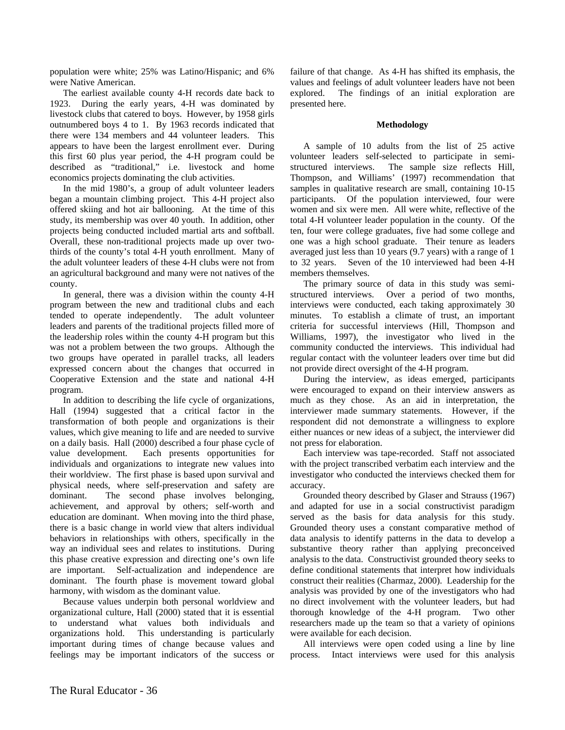population were white; 25% was Latino/Hispanic; and 6% were Native American.

The earliest available county 4-H records date back to 1923. During the early years, 4-H was dominated by livestock clubs that catered to boys. However, by 1958 girls outnumbered boys 4 to 1. By 1963 records indicated that there were 134 members and 44 volunteer leaders. This appears to have been the largest enrollment ever. During this first 60 plus year period, the 4-H program could be described as "traditional," i.e. livestock and home economics projects dominating the club activities.

In the mid 1980's, a group of adult volunteer leaders began a mountain climbing project. This 4-H project also offered skiing and hot air ballooning. At the time of this study, its membership was over 40 youth. In addition, other projects being conducted included martial arts and softball. Overall, these non-traditional projects made up over two-thirds of the county's total 4-H youth enrollment. Many of the adult volunteer leaders of these 4-H clubs were not from an agricultural background and many were not natives of the county.

In general, there was a division within the county 4-H program between the new and traditional clubs and each tended to operate independently. The adult volunteer leaders and parents of the traditional projects filled more of the leadership roles within the county 4-H program but this was not a problem between the two groups. Although the two groups have operated in parallel tracks, all leaders expressed concern about the changes that occurred in Cooperative Extension and the state and national 4-H program.

In addition to describing the life cycle of organizations, Hall (1994) suggested that a critical factor in the transformation of both people and organizations is their values, which give meaning to life and are needed to survive on a daily basis. Hall (2000) described a four phase cycle of value development. Each presents opportunities for individuals and organizations to integrate new values into their worldview. The first phase is based upon survival and physical needs, where self-preservation and safety are dominant. The second phase involves belonging, achievement, and approval by others; self-worth and education are dominant. When moving into the third phase, there is a basic change in world view that alters individual behaviors in relationships with others, specifically in the way an individual sees and relates to institutions. During this phase creative expression and directing one's own life are important. Self-actualization and independence are dominant. The fourth phase is movement toward global harmony, with wisdom as the dominant value.

Because values underpin both personal worldview and organizational culture, Hall (2000) stated that it is essential to understand what values both individuals and organizations hold. This understanding is particularly important during times of change because values and feelings may be important indicators of the success or failure of that change. As 4-H has shifted its emphasis, the values and feelings of adult volunteer leaders have not been explored. The findings of an initial exploration are presented here.

## Methodology

A sample of 10 adults from the list of 25 active volunteer leaders self-selected to participate in semi-structured interviews. The sample size reflects Hill, Thompson, and Williams' (1997) recommendation that samples in qualitative research are small, containing 10-15 participants. Of the population interviewed, four were women and six were men. All were white, reflective of the total 4-H volunteer leader population in the county. Of the ten, four were college graduates, five had some college and one was a high school graduate. Their tenure as leaders averaged just less than 10 years (9.7 years) with a range of 1 to 32 years. Seven of the 10 interviewed had been 4-H members themselves.

The primary source of data in this study was semi-structured interviews. Over a period of two months, interviews were conducted, each taking approximately 30 minutes. To establish a climate of trust, an important criteria for successful interviews (Hill, Thompson and Williams, 1997), the investigator who lived in the community conducted the interviews. This individual had regular contact with the volunteer leaders over time but did not provide direct oversight of the 4-H program.

During the interview, as ideas emerged, participants were encouraged to expand on their interview answers as much as they chose. As an aid in interpretation, the interviewer made summary statements. However, if the respondent did not demonstrate a willingness to explore either nuances or new ideas of a subject, the interviewer did not press for elaboration.

Each interview was tape-recorded. Staff not associated with the project transcribed verbatim each interview and the investigator who conducted the interviews checked them for accuracy.

Grounded theory described by Glaser and Strauss (1967) and adapted for use in a social constructivist paradigm served as the basis for data analysis for this study. Grounded theory uses a constant comparative method of data analysis to identify patterns in the data to develop a substantive theory rather than applying preconceived analysis to the data. Constructivist grounded theory seeks to define conditional statements that interpret how individuals construct their realities (Charmaz, 2000). Leadership for the analysis was provided by one of the investigators who had no direct involvement with the volunteer leaders, but had thorough knowledge of the 4-H program. Two other researchers made up the team so that a variety of opinions were available for each decision.

All interviews were open coded using a line by line process. Intact interviews were used for this analysis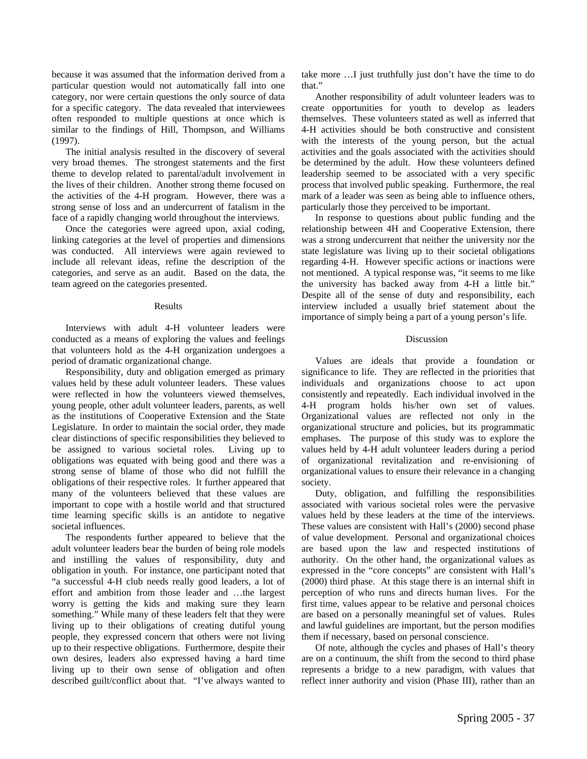because it was assumed that the information derived from a particular question would not automatically fall into one category, nor were certain questions the only source of data for a specific category. The data revealed that interviewees often responded to multiple questions at once which is similar to the findings of Hill, Thompson, and Williams (1997).

The initial analysis resulted in the discovery of several very broad themes. The strongest statements and the first theme to develop related to parental/adult involvement in the lives of their children. Another strong theme focused on the activities of the 4-H program. However, there was a strong sense of loss and an undercurrent of fatalism in the face of a rapidly changing world throughout the interviews.

Once the categories were agreed upon, axial coding, linking categories at the level of properties and dimensions was conducted. All interviews were again reviewed to include all relevant ideas, refine the description of the categories, and serve as an audit. Based on the data, the team agreed on the categories presented.

## Results

Interviews with adult 4-H volunteer leaders were conducted as a means of exploring the values and feelings that volunteers hold as the 4-H organization undergoes a period of dramatic organizational change.

Responsibility, duty and obligation emerged as primary values held by these adult volunteer leaders. These values were reflected in how the volunteers viewed themselves, young people, other adult volunteer leaders, parents, as well as the institutions of Cooperative Extension and the State Legislature. In order to maintain the social order, they made clear distinctions of specific responsibilities they believed to be assigned to various societal roles. Living up to obligations was equated with being good and there was a strong sense of blame of those who did not fulfill the obligations of their respective roles. It further appeared that many of the volunteers believed that these values are important to cope with a hostile world and that structured time learning specific skills is an antidote to negative societal influences.

The respondents further appeared to believe that the adult volunteer leaders bear the burden of being role models and instilling the values of responsibility, duty and obligation in youth. For instance, one participant noted that "a successful 4-H club needs really good leaders, a lot of effort and ambition from those leader and …the largest worry is getting the kids and making sure they learn something." While many of these leaders felt that they were living up to their obligations of creating dutiful young people, they expressed concern that others were not living up to their respective obligations. Furthermore, despite their own desires, leaders also expressed having a hard time living up to their own sense of obligation and often described guilt/conflict about that. "I've always wanted to take more …I just truthfully just don't have the time to do that."

Another responsibility of adult volunteer leaders was to create opportunities for youth to develop as leaders themselves. These volunteers stated as well as inferred that 4-H activities should be both constructive and consistent with the interests of the young person, but the actual activities and the goals associated with the activities should be determined by the adult. How these volunteers defined leadership seemed to be associated with a very specific process that involved public speaking. Furthermore, the real mark of a leader was seen as being able to influence others, particularly those they perceived to be important.

In response to questions about public funding and the relationship between 4H and Cooperative Extension, there was a strong undercurrent that neither the university nor the state legislature was living up to their societal obligations regarding 4-H. However specific actions or inactions were not mentioned. A typical response was, "it seems to me like the university has backed away from 4-H a little bit." Despite all of the sense of duty and responsibility, each interview included a usually brief statement about the importance of simply being a part of a young person's life.

## Discussion

Values are ideals that provide a foundation or significance to life. They are reflected in the priorities that individuals and organizations choose to act upon consistently and repeatedly. Each individual involved in the 4-H program holds his/her own set of values. Organizational values are reflected not only in the organizational structure and policies, but its programmatic emphases. The purpose of this study was to explore the values held by 4-H adult volunteer leaders during a period of organizational revitalization and re-envisioning of organizational values to ensure their relevance in a changing society.

Duty, obligation, and fulfilling the responsibilities associated with various societal roles were the pervasive values held by these leaders at the time of the interviews. These values are consistent with Hall's (2000) second phase of value development. Personal and organizational choices are based upon the law and respected institutions of authority. On the other hand, the organizational values as expressed in the "core concepts" are consistent with Hall's (2000) third phase. At this stage there is an internal shift in perception of who runs and directs human lives. For the first time, values appear to be relative and personal choices are based on a personally meaningful set of values. Rules and lawful guidelines are important, but the person modifies them if necessary, based on personal conscience.

Of note, although the cycles and phases of Hall's theory are on a continuum, the shift from the second to third phase represents a bridge to a new paradigm, with values that reflect inner authority and vision (Phase III), rather than an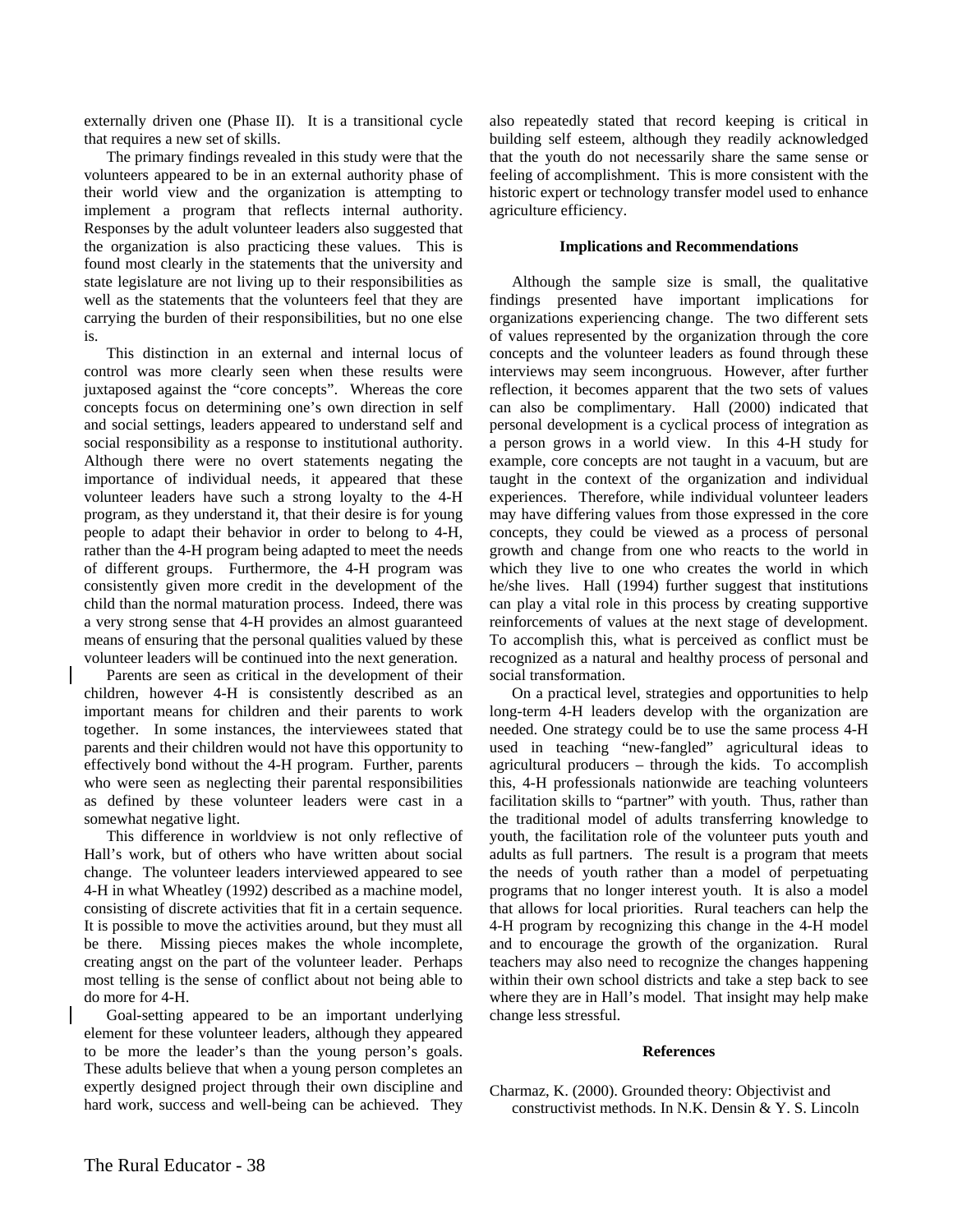externally driven one (Phase II). It is a transitional cycle that requires a new set of skills.

The primary findings revealed in this study were that the volunteers appeared to be in an external authority phase of their world view and the organization is attempting to implement a program that reflects internal authority. Responses by the adult volunteer leaders also suggested that the organization is also practicing these values. This is found most clearly in the statements that the university and state legislature are not living up to their responsibilities as well as the statements that the volunteers feel that they are carrying the burden of their responsibilities, but no one else is.

This distinction in an external and internal locus of control was more clearly seen when these results were juxtaposed against the "core concepts". Whereas the core concepts focus on determining one's own direction in self and social settings, leaders appeared to understand self and social responsibility as a response to institutional authority. Although there were no overt statements negating the importance of individual needs, it appeared that these volunteer leaders have such a strong loyalty to the 4-H program, as they understand it, that their desire is for young people to adapt their behavior in order to belong to 4-H, rather than the 4-H program being adapted to meet the needs of different groups. Furthermore, the 4-H program was consistently given more credit in the development of the child than the normal maturation process. Indeed, there was a very strong sense that 4-H provides an almost guaranteed means of ensuring that the personal qualities valued by these volunteer leaders will be continued into the next generation.

Parents are seen as critical in the development of their children, however 4-H is consistently described as an important means for children and their parents to work together. In some instances, the interviewees stated that parents and their children would not have this opportunity to effectively bond without the 4-H program. Further, parents who were seen as neglecting their parental responsibilities as defined by these volunteer leaders were cast in a somewhat negative light.

This difference in worldview is not only reflective of Hall's work, but of others who have written about social change. The volunteer leaders interviewed appeared to see 4-H in what Wheatley (1992) described as a machine model, consisting of discrete activities that fit in a certain sequence. It is possible to move the activities around, but they must all be there. Missing pieces makes the whole incomplete, creating angst on the part of the volunteer leader. Perhaps most telling is the sense of conflict about not being able to do more for 4-H.

Goal-setting appeared to be an important underlying element for these volunteer leaders, although they appeared to be more the leader's than the young person's goals. These adults believe that when a young person completes an expertly designed project through their own discipline and hard work, success and well-being can be achieved. They also repeatedly stated that record keeping is critical in building self esteem, although they readily acknowledged that the youth do not necessarily share the same sense or feeling of accomplishment. This is more consistent with the historic expert or technology transfer model used to enhance agriculture efficiency.

## Implications and Recommendations

Although the sample size is small, the qualitative findings presented have important implications for organizations experiencing change. The two different sets of values represented by the organization through the core concepts and the volunteer leaders as found through these interviews may seem incongruous. However, after further reflection, it becomes apparent that the two sets of values can also be complimentary. Hall (2000) indicated that personal development is a cyclical process of integration as a person grows in a world view. In this 4-H study for example, core concepts are not taught in a vacuum, but are taught in the context of the organization and individual experiences. Therefore, while individual volunteer leaders may have differing values from those expressed in the core concepts, they could be viewed as a process of personal growth and change from one who reacts to the world in which they live to one who creates the world in which he/she lives. Hall (1994) further suggest that institutions can play a vital role in this process by creating supportive reinforcements of values at the next stage of development. To accomplish this, what is perceived as conflict must be recognized as a natural and healthy process of personal and social transformation.

On a practical level, strategies and opportunities to help long-term 4-H leaders develop with the organization are needed. One strategy could be to use the same process 4-H used in teaching "new-fangled" agricultural ideas to agricultural producers – through the kids. To accomplish this, 4-H professionals nationwide are teaching volunteers facilitation skills to "partner" with youth. Thus, rather than the traditional model of adults transferring knowledge to youth, the facilitation role of the volunteer puts youth and adults as full partners. The result is a program that meets the needs of youth rather than a model of perpetuating programs that no longer interest youth. It is also a model that allows for local priorities. Rural teachers can help the 4-H program by recognizing this change in the 4-H model and to encourage the growth of the organization. Rural teachers may also need to recognize the changes happening within their own school districts and take a step back to see where they are in Hall's model. That insight may help make change less stressful.

## References

Charmaz, K. (2000). Grounded theory: Objectivist and constructivist methods. In N.K. Densin & Y. S. Lincoln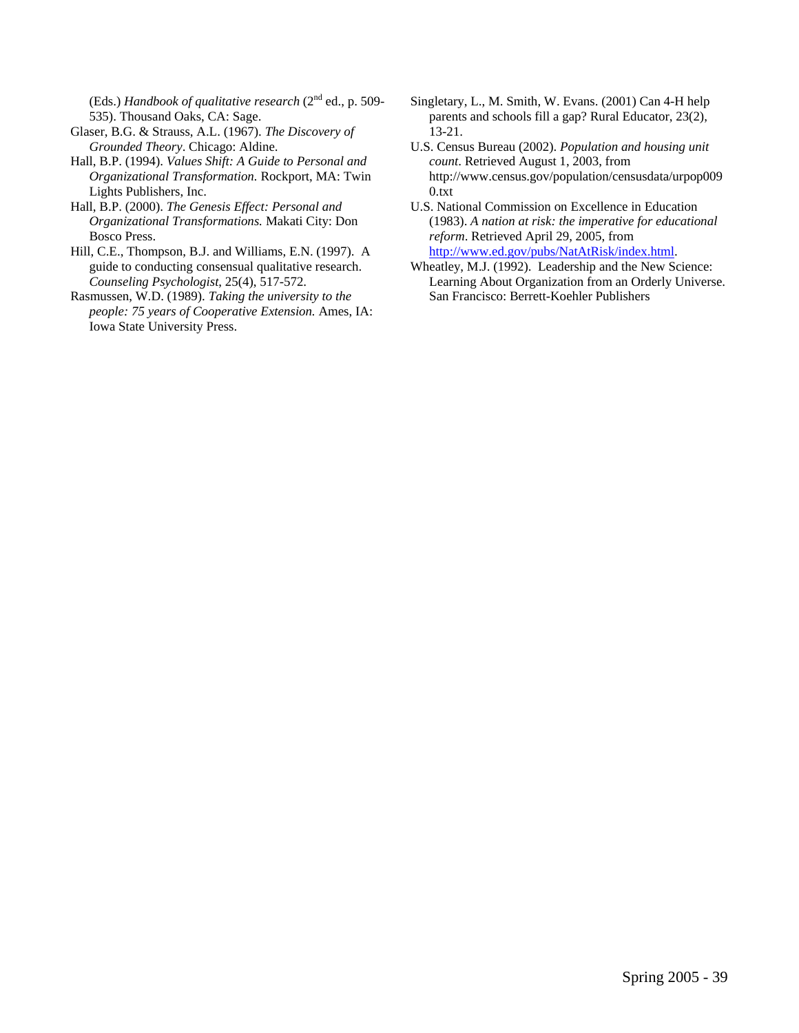(Eds.) *Handbook of qualitative research* (2nd ed., p. 509-535). Thousand Oaks, CA: Sage.

Glaser, B.G. & Strauss, A.L. (1967). *The Discovery of Grounded Theory*. Chicago: Aldine.

Hall, B.P. (1994). *Values Shift: A Guide to Personal and Organizational Transformation.* Rockport, MA: Twin Lights Publishers, Inc.

Hall, B.P. (2000). *The Genesis Effect: Personal and Organizational Transformations.* Makati City: Don Bosco Press.

Hill, C.E., Thompson, B.J. and Williams, E.N. (1997). A guide to conducting consensual qualitative research. *Counseling Psychologist*, 25(4), 517-572.

Rasmussen, W.D. (1989). *Taking the university to the people: 75 years of Cooperative Extension.* Ames, IA: Iowa State University Press.

Singletary, L., M. Smith, W. Evans. (2001) Can 4-H help parents and schools fill a gap? Rural Educator, 23(2), 13-21.

U.S. Census Bureau (2002). *Population and housing unit count*. Retrieved August 1, 2003, from http://www.census.gov/population/censusdata/urpop0090.txt

U.S. National Commission on Excellence in Education (1983). *A nation at risk: the imperative for educational reform*. Retrieved April 29, 2005, from http://www.ed.gov/pubs/NatAtRisk/index.html.

Wheatley, M.J. (1992). Leadership and the New Science: Learning About Organization from an Orderly Universe. San Francisco: Berrett-Koehler Publishers